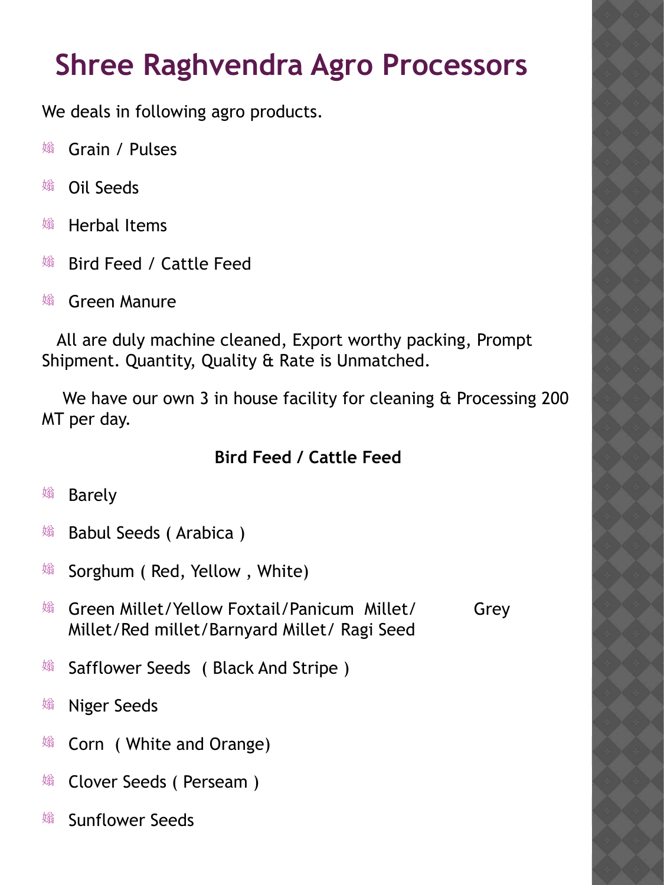# Shree Raghvendra Agro Processors

We deals in following agro products.

- Grain / Pulses
- Oil Seeds
- Herbal Items
- Bird Feed / Cattle Feed
- Green Manure

All are duly machine cleaned, Export worthy packing, Prompt Shipment. Quantity, Quality & Rate is Unmatched.

We have our own 3 in house facility for cleaning & Processing 200 MT per day.

**Bird Feed / Cattle Feed**

- Barely
- Babul Seeds ( Arabica )
- Sorghum ( Red, Yellow , White)
- Green Millet/Yellow Foxtail/Panicum Millet/ Grey Millet/Red millet/Barnyard Millet/ Ragi Seed
- Safflower Seeds ( Black And Stripe )
- Niger Seeds
- Corn ( White and Orange)
- Clover Seeds ( Perseam )
- Sunflower Seeds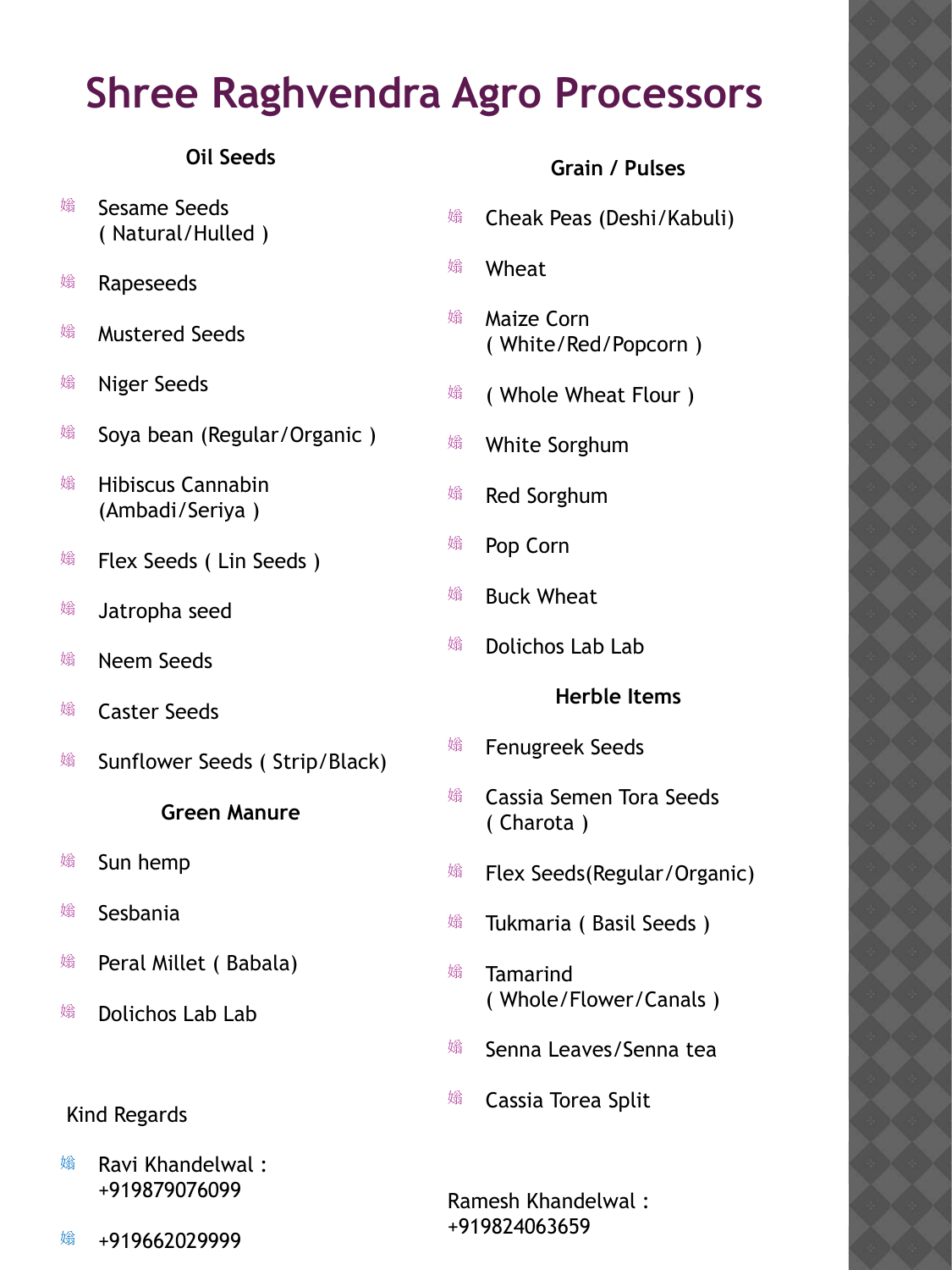# Shree Raghvendra Agro Processors

## Oil Seeds

- Sesame Seeds ( Natural/Hulled )
- Rapeseeds
- Mustered Seeds
- Niger Seeds
- Soya bean (Regular/Organic )
- Hibiscus Cannabin (Ambadi/Seriya )
- Flex Seeds ( Lin Seeds )
- Jatropha seed
- Neem Seeds
- Caster Seeds
- Sunflower Seeds ( Strip/Black)

## Green Manure

- Sun hemp
- Sesbania
- Peral Millet ( Babala)
- Dolichos Lab Lab

## Grain / Pulses

- Cheak Peas (Deshi/Kabuli)
- Wheat
- Maize Corn ( White/Red/Popcorn )
- ( Whole Wheat Flour )
- White Sorghum
- Red Sorghum
- Pop Corn
- Buck Wheat
- Dolichos Lab Lab

## Herble Items

- Fenugreek Seeds
- Cassia Semen Tora Seeds ( Charota )
- Flex Seeds(Regular/Organic)
- Tukmaria ( Basil Seeds )
- Tamarind ( Whole/Flower/Canals )
- Senna Leaves/Senna tea
- Cassia Torea Split

Kind Regards

- Ravi Khandelwal : +919879076099
- +919662029999

Ramesh Khandelwal : +919824063659